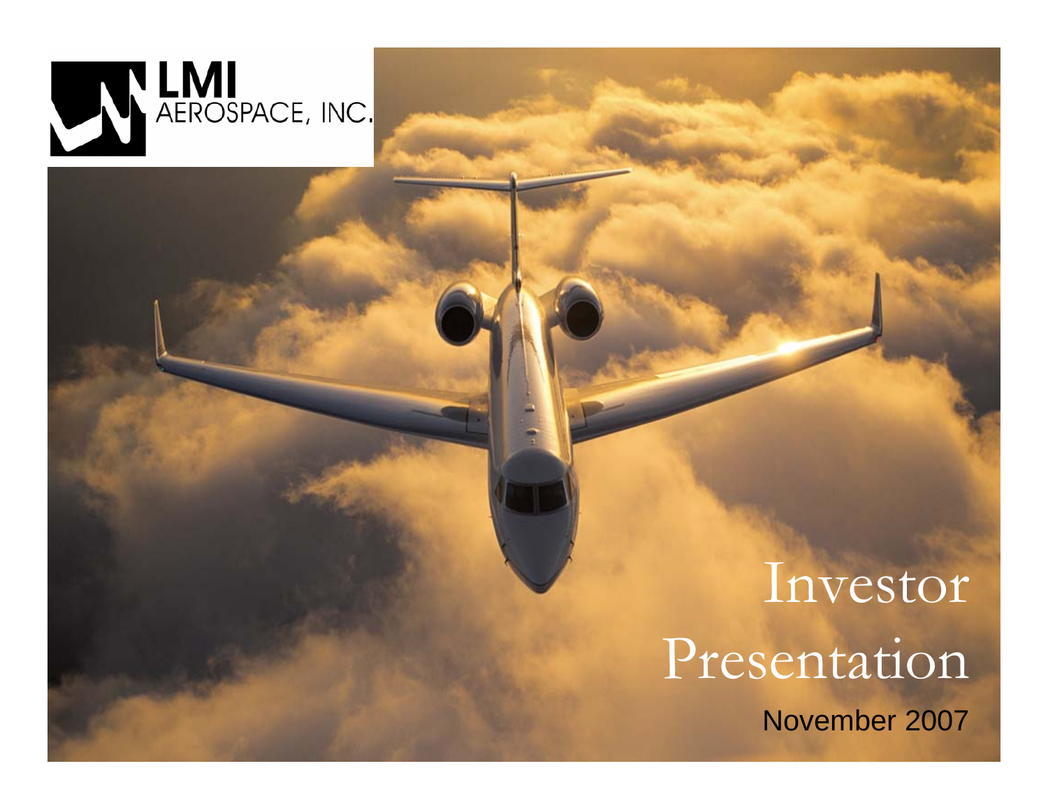LMI AEROSPACE, INC.

# Investor Presentation

November 2007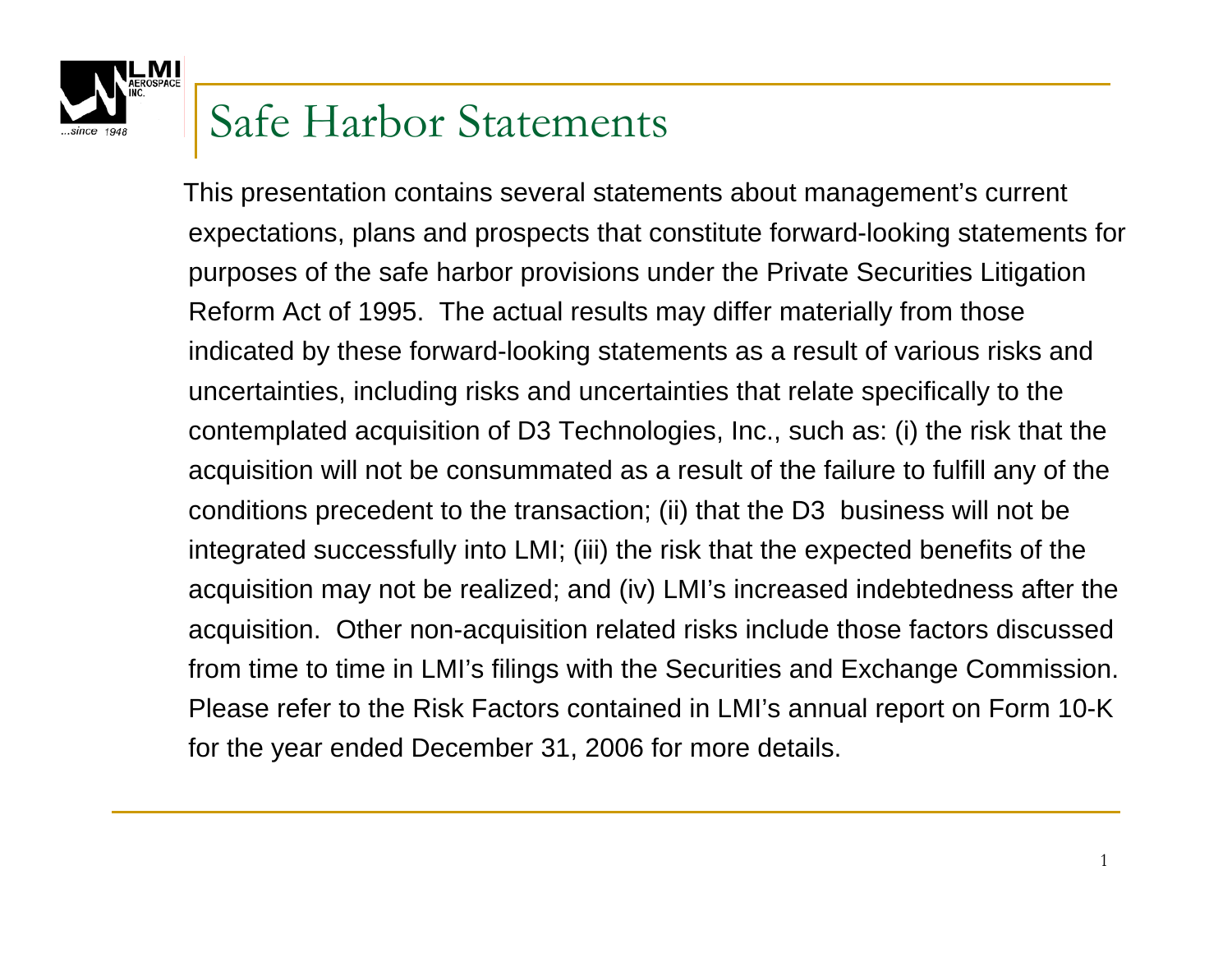# Safe Harbor Statements

This presentation contains several statements about management's current expectations, plans and prospects that constitute forward-looking statements for purposes of the safe harbor provisions under the Private Securities Litigation Reform Act of 1995. The actual results may differ materially from those indicated by these forward-looking statements as a result of various risks and uncertainties, including risks and uncertainties that relate specifically to the contemplated acquisition of D3 Technologies, Inc., such as: (i) the risk that the acquisition will not be consummated as a result of the failure to fulfill any of the conditions precedent to the transaction; (ii) that the D3 business will not be integrated successfully into LMI; (iii) the risk that the expected benefits of the acquisition may not be realized; and (iv) LMI's increased indebtedness after the acquisition. Other non-acquisition related risks include those factors discussed from time to time in LMI's filings with the Securities and Exchange Commission. Please refer to the Risk Factors contained in LMI's annual report on Form 10-K for the year ended December 31, 2006 for more details.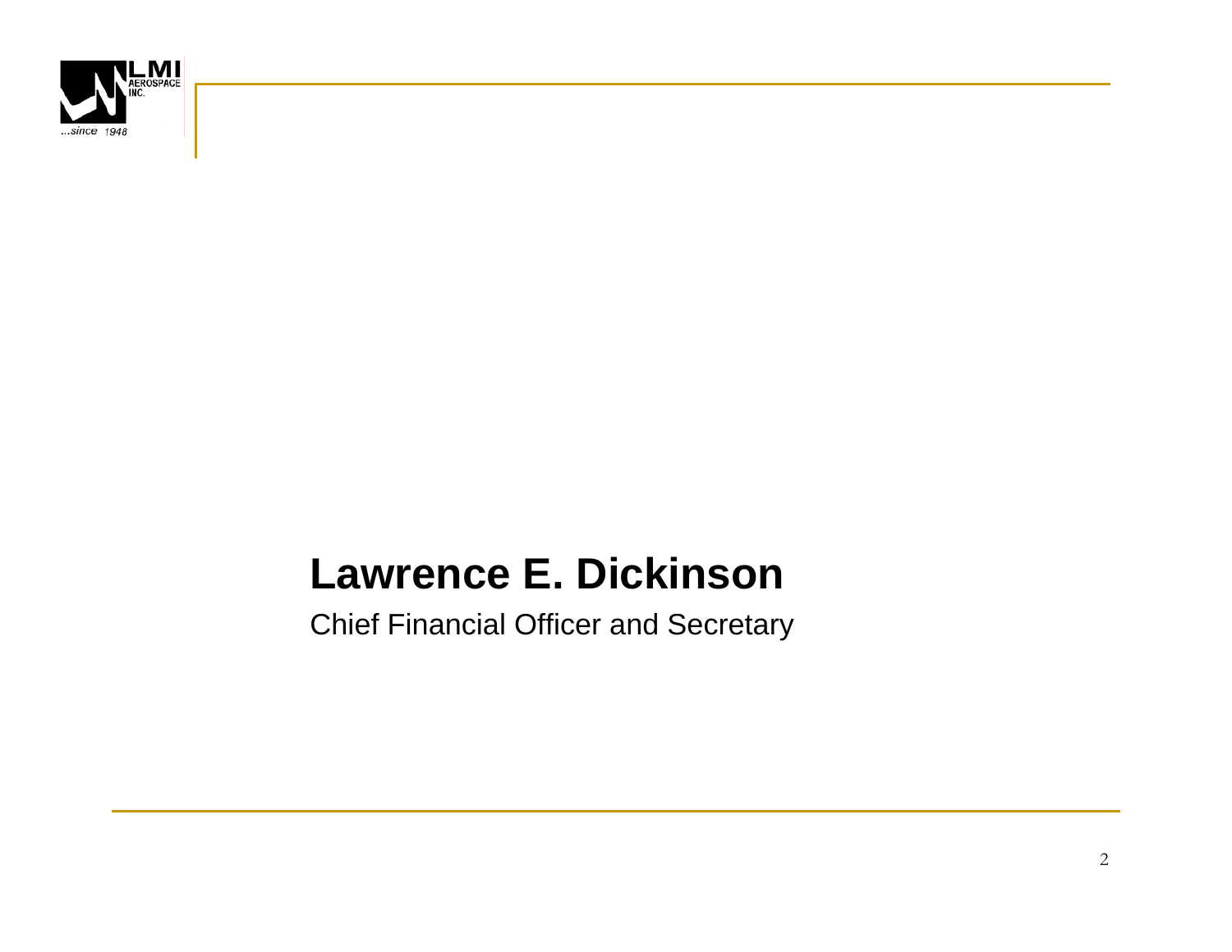# Lawrence E. Dickinson

Chief Financial Officer and Secretary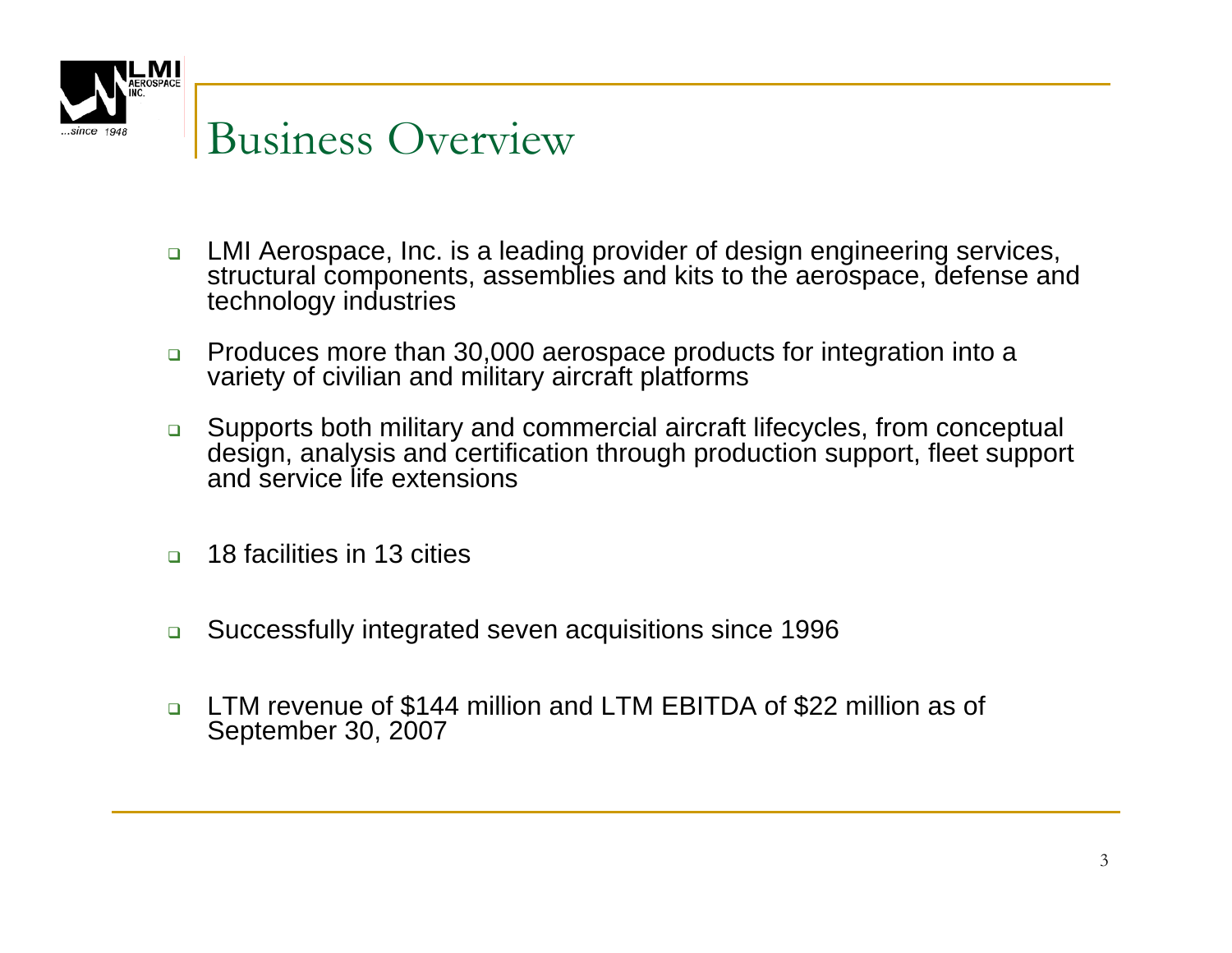# Business Overview

- LMI Aerospace, Inc. is a leading provider of design engineering services, structural components, assemblies and kits to the aerospace, defense and technology industries
- Produces more than 30,000 aerospace products for integration into a variety of civilian and military aircraft platforms
- Supports both military and commercial aircraft lifecycles, from conceptual design, analysis and certification through production support, fleet support and service life extensions
- 18 facilities in 13 cities
- Successfully integrated seven acquisitions since 1996
- LTM revenue of $144 million and LTM EBITDA of $22 million as of September 30, 2007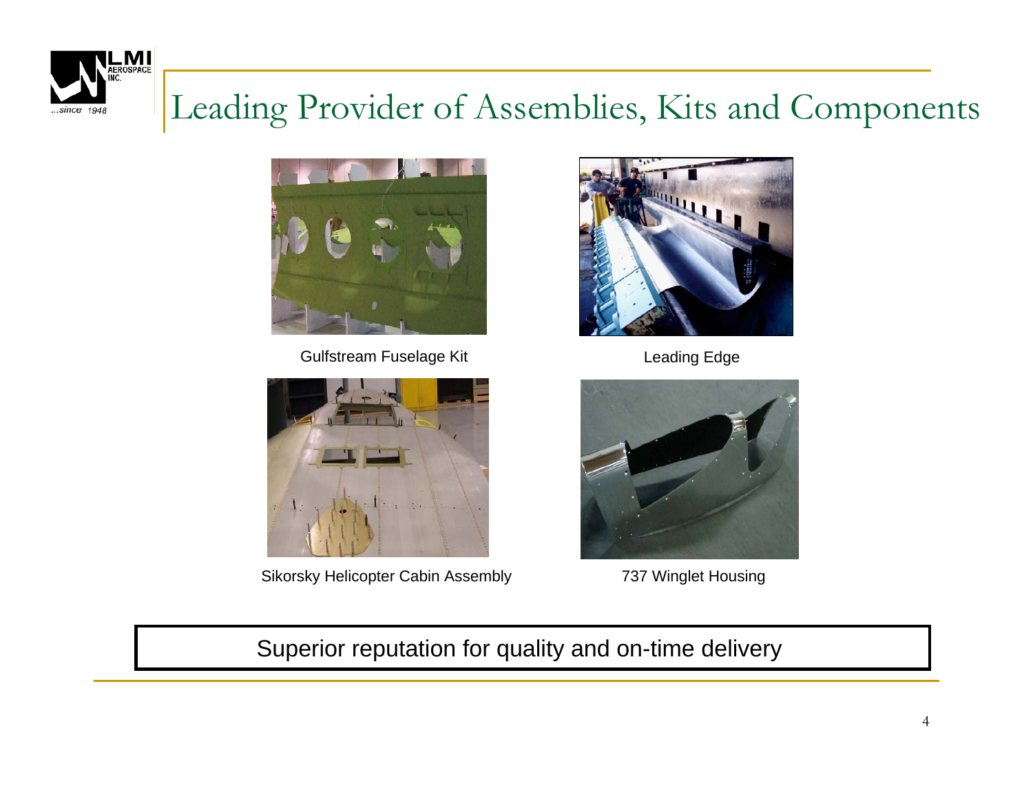# Leading Provider of Assemblies, Kits and Components

Gulfstream Fuselage Kit

Leading Edge

Sikorsky Helicopter Cabin Assembly

737 Winglet Housing

Superior reputation for quality and on-time delivery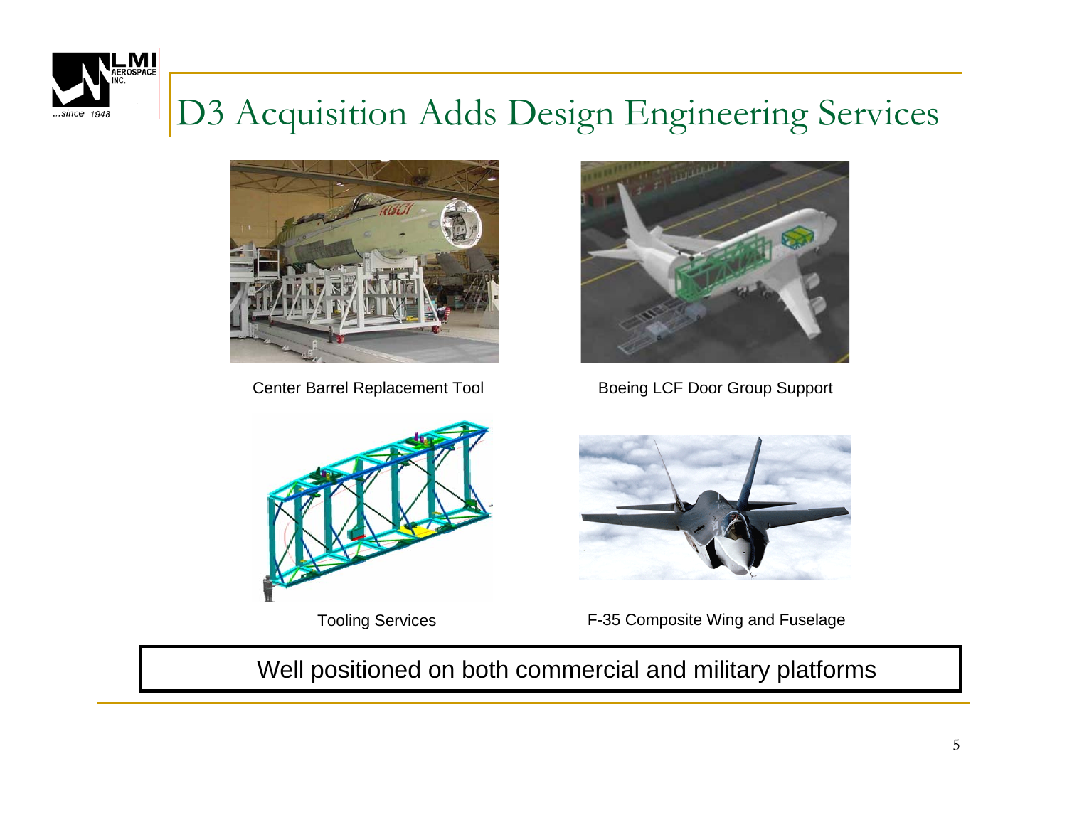# D3 Acquisition Adds Design Engineering Services

Center Barrel Replacement Tool

Boeing LCF Door Group Support

Tooling Services

F-35 Composite Wing and Fuselage

Well positioned on both commercial and military platforms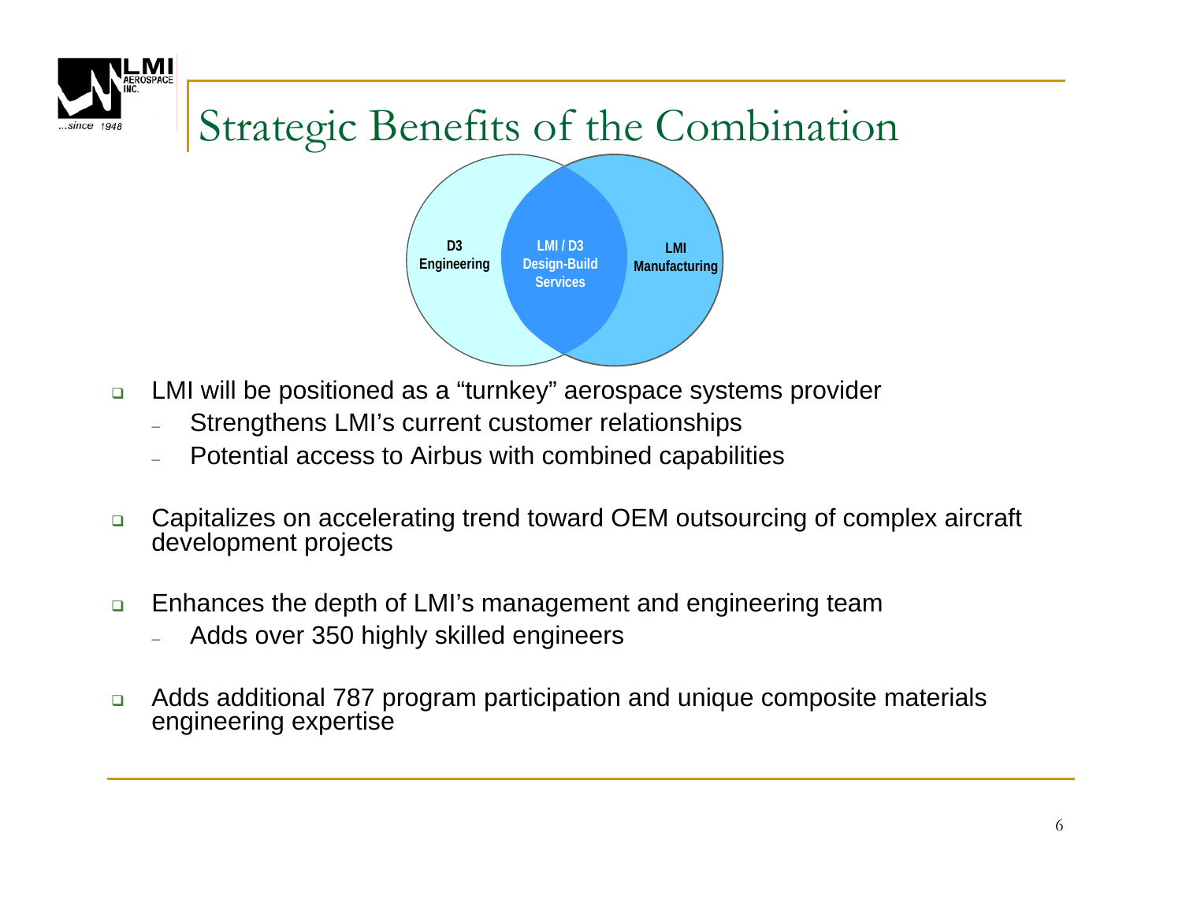# Strategic Benefits of the Combination

D3 Engineering | LMI / D3 Design-Build Services | LMI Manufacturing

- LMI will be positioned as a "turnkey" aerospace systems provider
  - Strengthens LMI's current customer relationships
  - Potential access to Airbus with combined capabilities
- Capitalizes on accelerating trend toward OEM outsourcing of complex aircraft development projects
- Enhances the depth of LMI's management and engineering team
  - Adds over 350 highly skilled engineers
- Adds additional 787 program participation and unique composite materials engineering expertise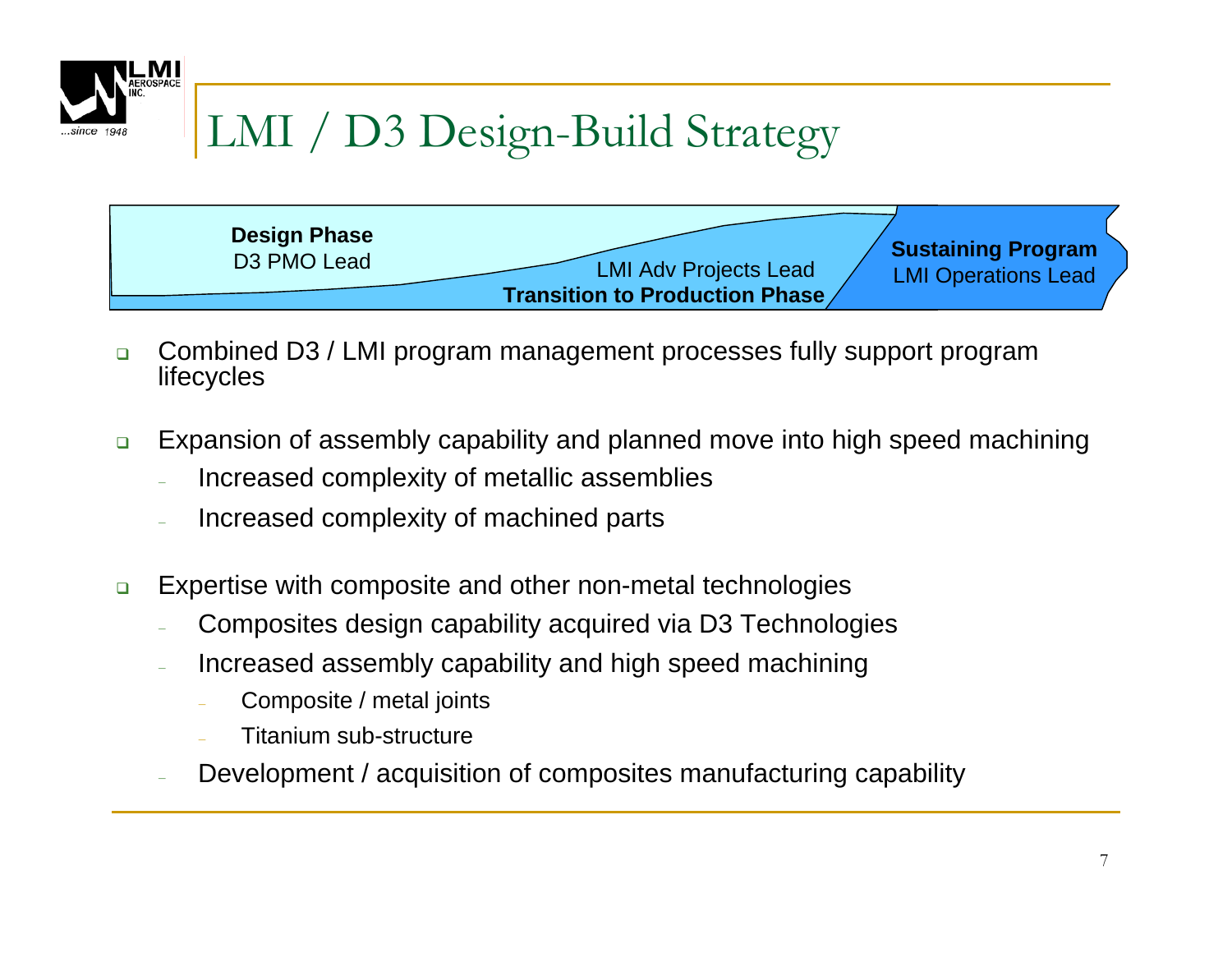# LMI / D3 Design-Build Strategy

**Design Phase**
D3 PMO Lead

LMI Adv Projects Lead
**Transition to Production Phase**

**Sustaining Program**
LMI Operations Lead

- Combined D3 / LMI program management processes fully support program lifecycles
- Expansion of assembly capability and planned move into high speed machining
  - Increased complexity of metallic assemblies
  - Increased complexity of machined parts
- Expertise with composite and other non-metal technologies
  - Composites design capability acquired via D3 Technologies
  - Increased assembly capability and high speed machining
    - Composite / metal joints
    - Titanium sub-structure
  - Development / acquisition of composites manufacturing capability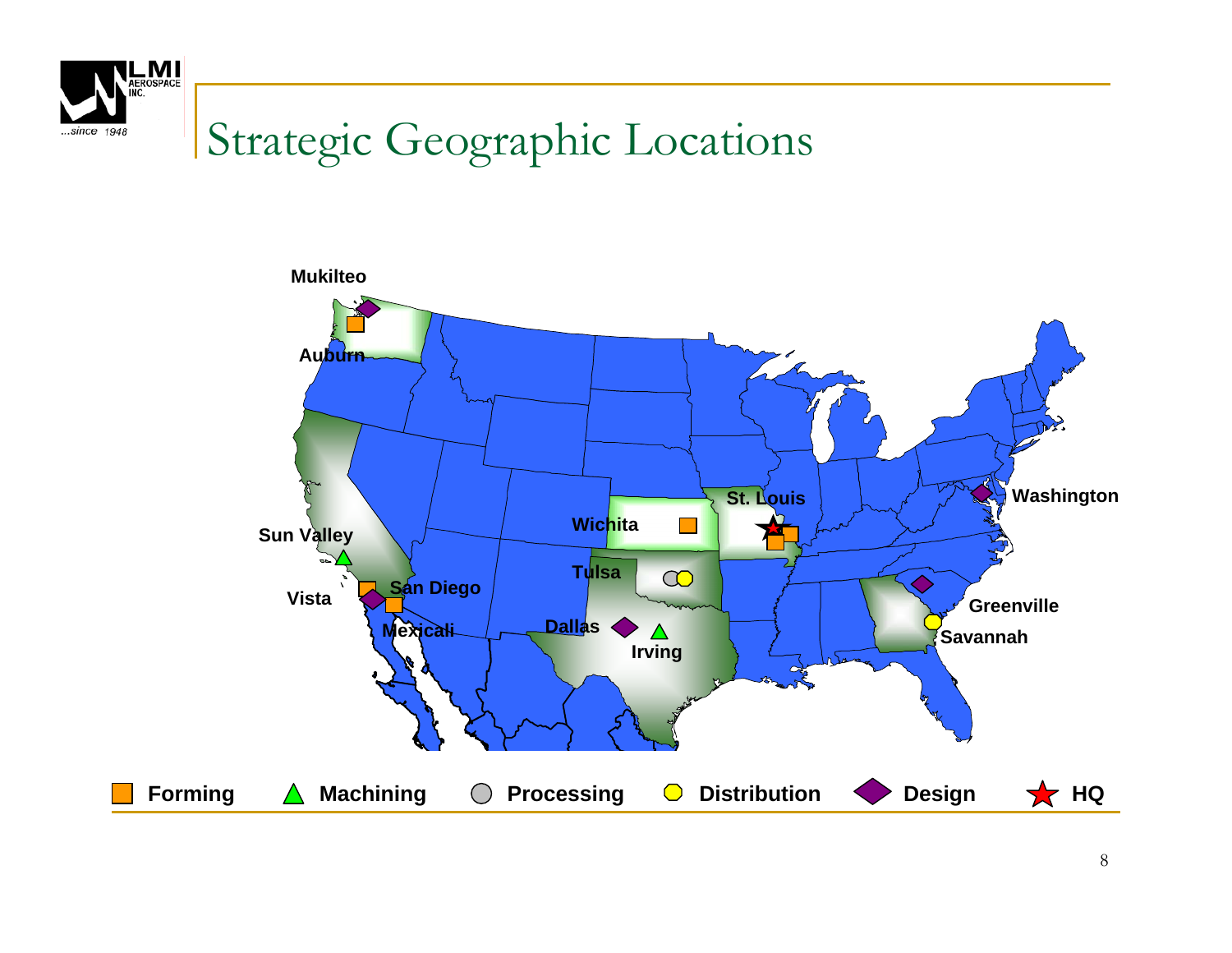# Strategic Geographic Locations

Mukilteo

Auburn

Sun Valley

Vista

San Diego

Mexicali

Wichita

Tulsa

Dallas

Irving

St. Louis

Washington

Greenville

Savannah

Forming | Machining | Processing | Distribution | Design | HQ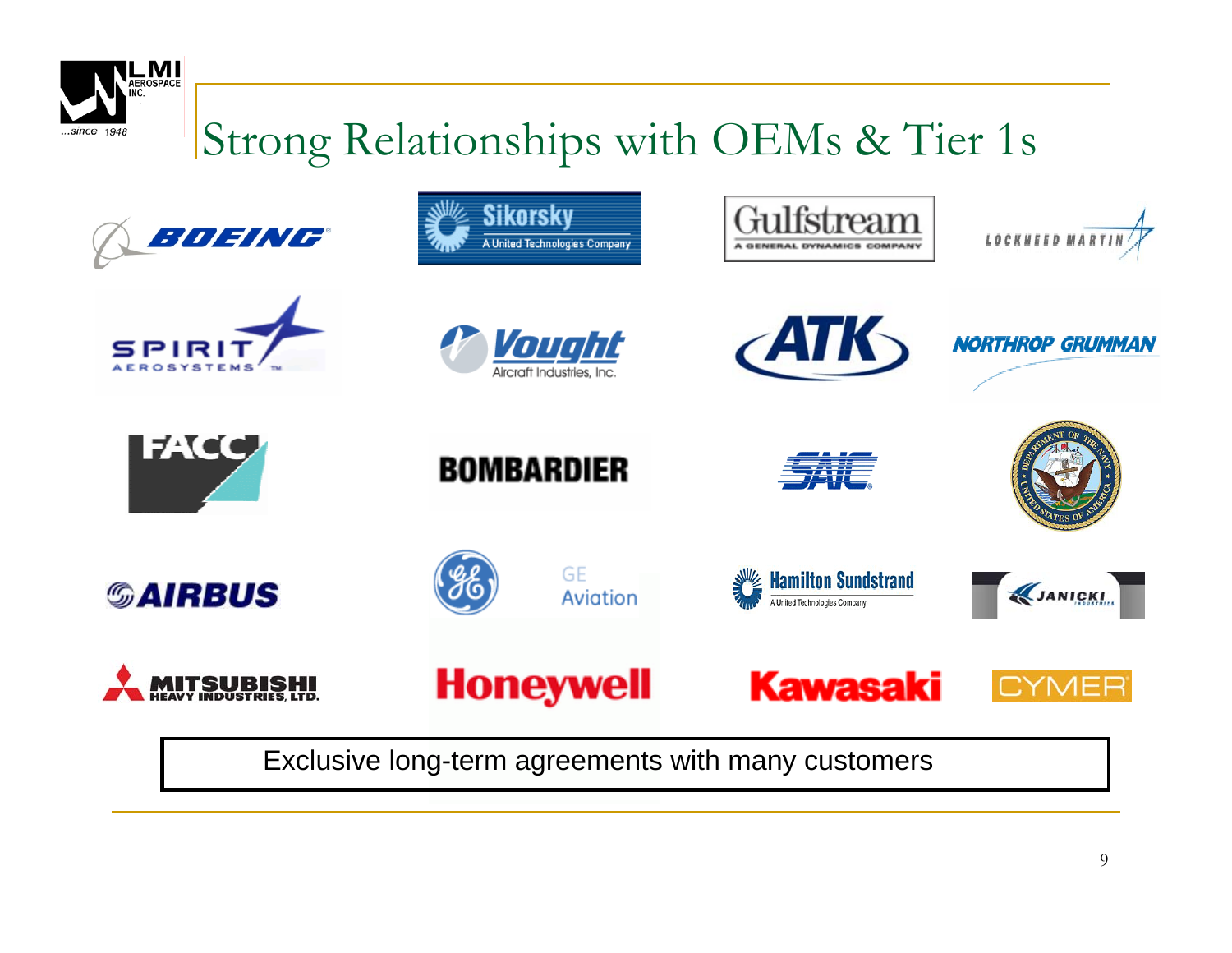# Strong Relationships with OEMs & Tier 1s

Boeing | Sikorsky (A United Technologies Company) | Gulfstream (A General Dynamics Company) | Lockheed Martin

Spirit AeroSystems | Vought Aircraft Industries, Inc. | ATK | Northrop Grumman

FACC | Bombardier | SAIC | Department of the Navy, United States of America

Airbus | GE Aviation | Hamilton Sundstrand (A United Technologies Company) | Janicki Industries

Mitsubishi Heavy Industries, Ltd. | Honeywell | Kawasaki | Cymer

**Exclusive long-term agreements with many customers**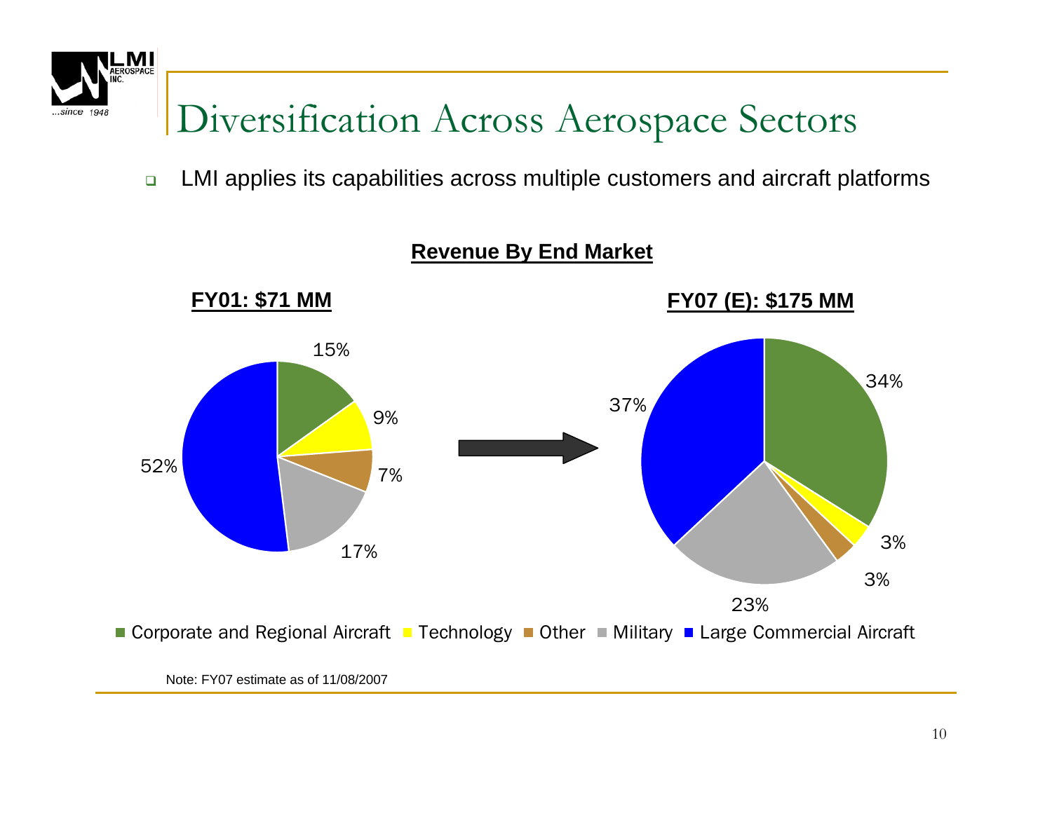# Diversification Across Aerospace Sectors

- LMI applies its capabilities across multiple customers and aircraft platforms

**Revenue By End Market**

| End Market | FY01: $71 MM | FY07 (E): $175 MM |
|---|---|---|
| Corporate and Regional Aircraft | 15% | 34% |
| Technology | 9% | 3% |
| Other | 7% | 3% |
| Military | 17% | 23% |
| Large Commercial Aircraft | 52% | 37% |

Note: FY07 estimate as of 11/08/2007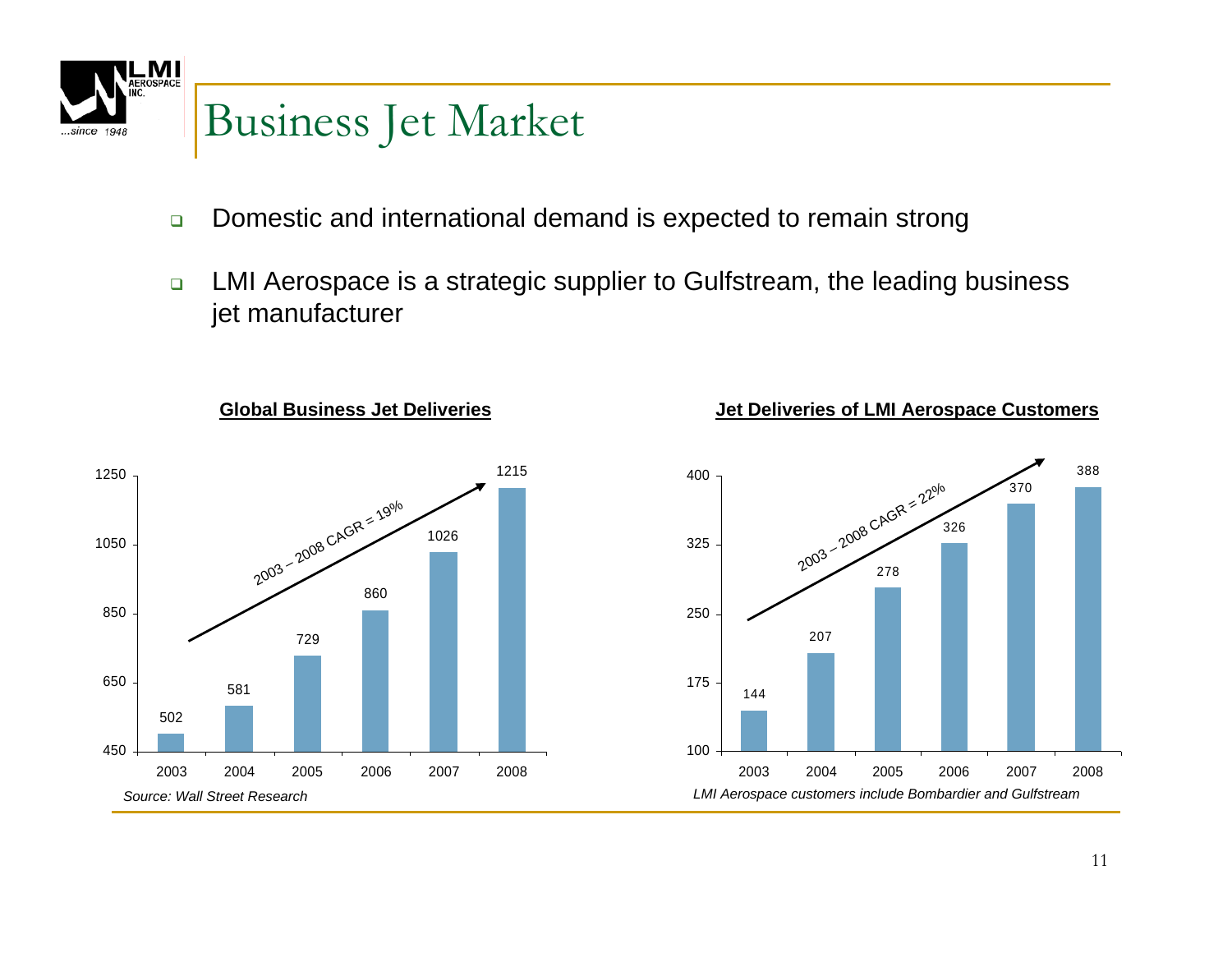# Business Jet Market

- Domestic and international demand is expected to remain strong
- LMI Aerospace is a strategic supplier to Gulfstream, the leading business jet manufacturer

**Global Business Jet Deliveries**

2003 – 2008 CAGR = 19%

| Year | Deliveries |
|---|---|
| 2003 | 502 |
| 2004 | 581 |
| 2005 | 729 |
| 2006 | 860 |
| 2007 | 1026 |
| 2008 | 1215 |

*Source: Wall Street Research*

**Jet Deliveries of LMI Aerospace Customers**

2003 – 2008 CAGR = 22%

| Year | Deliveries |
|---|---|
| 2003 | 144 |
| 2004 | 207 |
| 2005 | 278 |
| 2006 | 326 |
| 2007 | 370 |
| 2008 | 388 |

*LMI Aerospace customers include Bombardier and Gulfstream*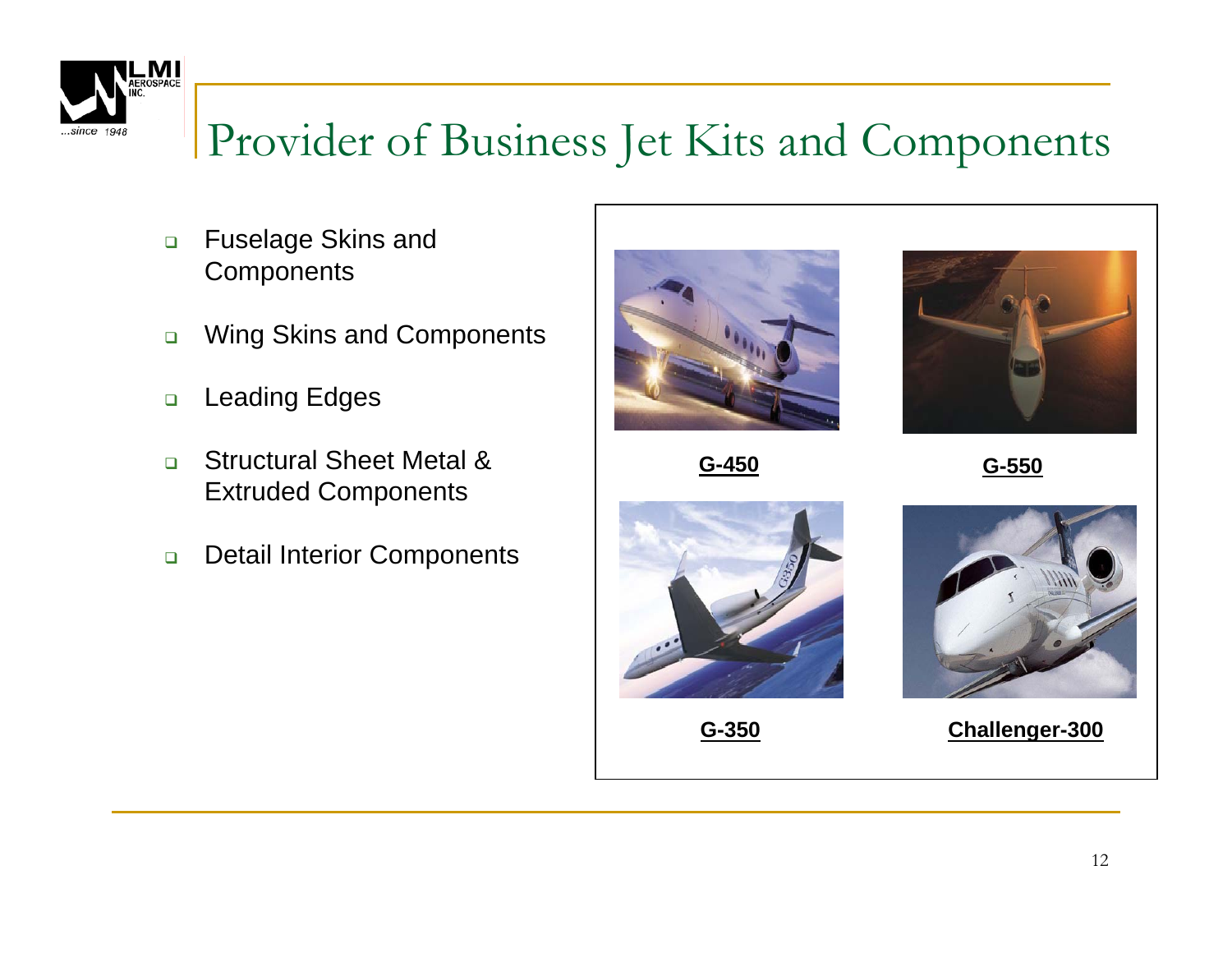# Provider of Business Jet Kits and Components

- Fuselage Skins and Components
- Wing Skins and Components
- Leading Edges
- Structural Sheet Metal & Extruded Components
- Detail Interior Components

**G-450**

**G-550**

**G-350**

**Challenger-300**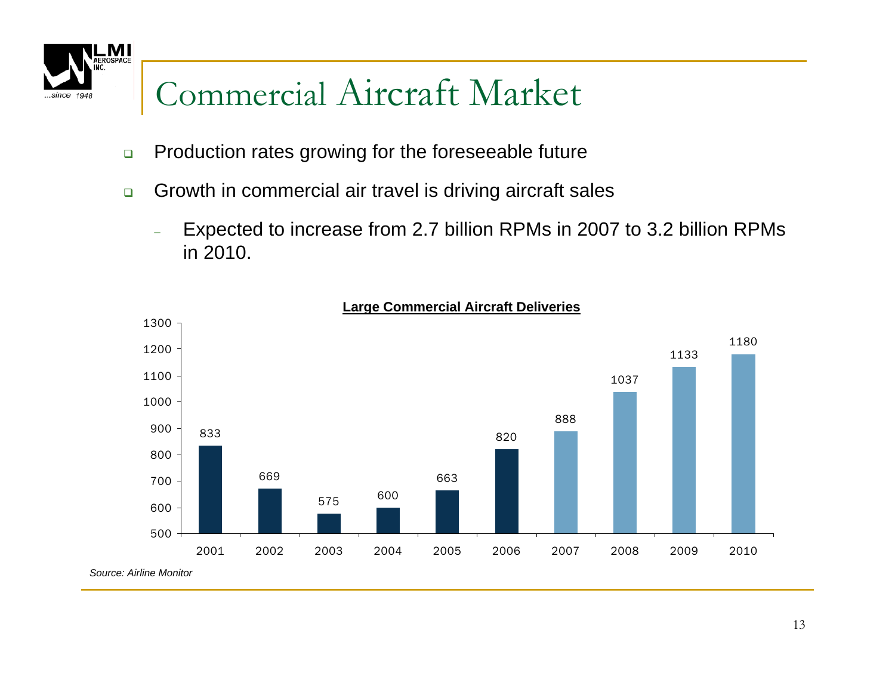# Commercial Aircraft Market

- Production rates growing for the foreseeable future
- Growth in commercial air travel is driving aircraft sales
  - Expected to increase from 2.7 billion RPMs in 2007 to 3.2 billion RPMs in 2010.

**Large Commercial Aircraft Deliveries**

| Year | Deliveries |
|---|---|
| 2001 | 833 |
| 2002 | 669 |
| 2003 | 575 |
| 2004 | 600 |
| 2005 | 663 |
| 2006 | 820 |
| 2007 | 888 |
| 2008 | 1037 |
| 2009 | 1133 |
| 2010 | 1180 |

*Source: Airline Monitor*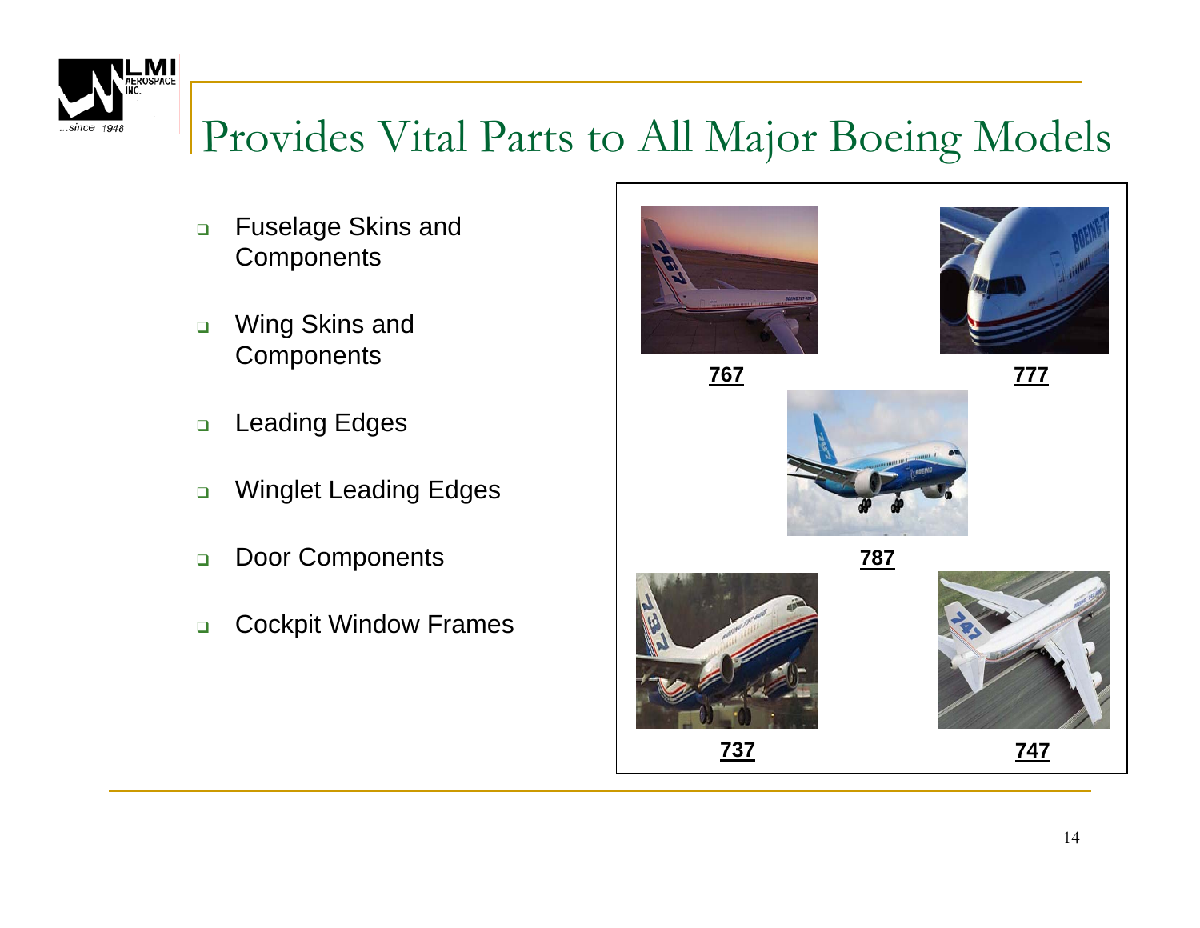# Provides Vital Parts to All Major Boeing Models

- Fuselage Skins and Components
- Wing Skins and Components
- Leading Edges
- Winglet Leading Edges
- Door Components
- Cockpit Window Frames

767

777

787

737

747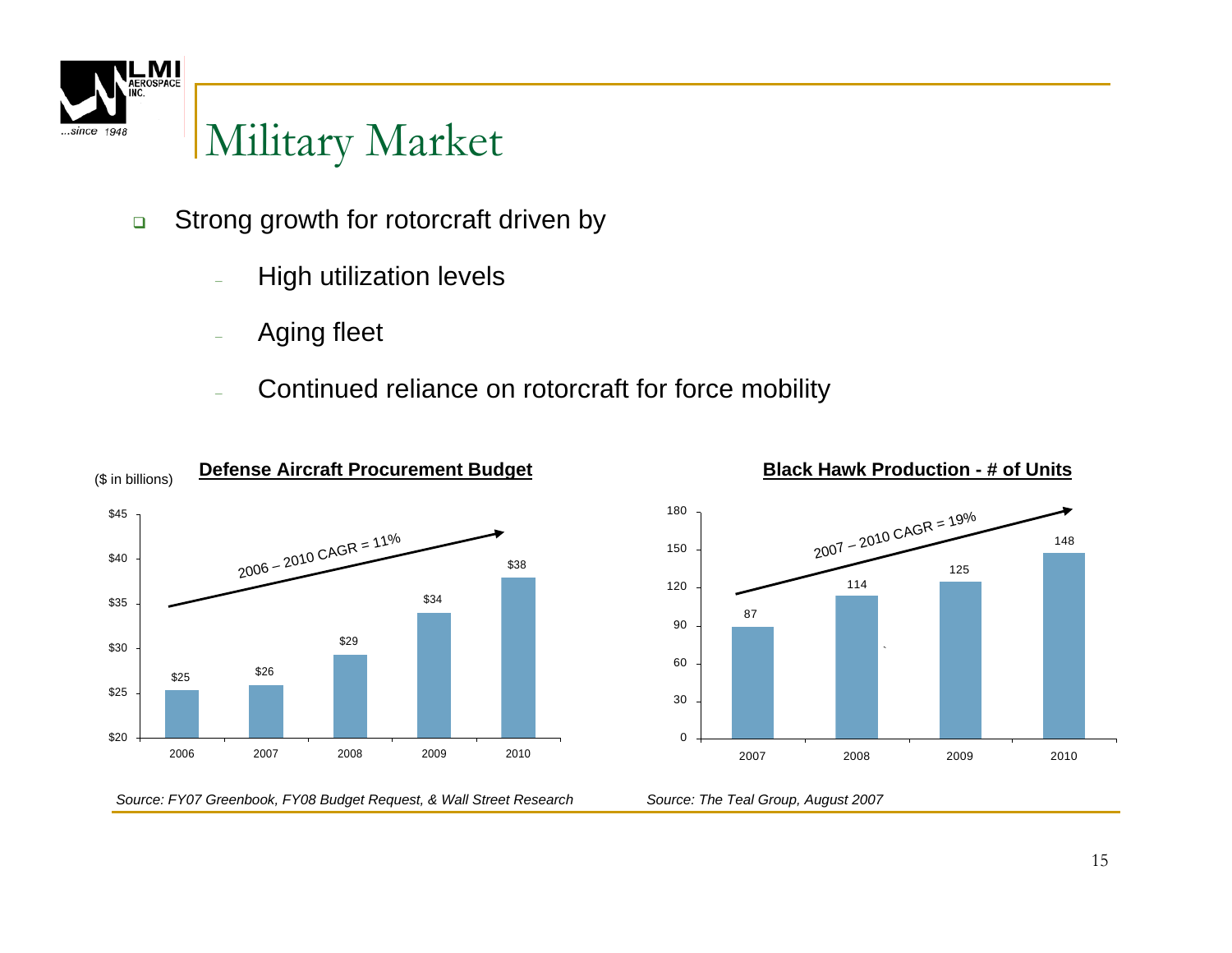# Military Market

- Strong growth for rotorcraft driven by
  - High utilization levels
  - Aging fleet
  - Continued reliance on rotorcraft for force mobility

**Defense Aircraft Procurement Budget**

($ in billions)

2006 – 2010 CAGR = 11%

| Year | Budget |
|---|---|
| 2006 | $25 |
| 2007 | $26 |
| 2008 | $29 |
| 2009 | $34 |
| 2010 | $38 |

*Source: FY07 Greenbook, FY08 Budget Request, & Wall Street Research*

**Black Hawk Production - # of Units**

2007 – 2010 CAGR = 19%

| Year | Units |
|---|---|
| 2007 | 87 |
| 2008 | 114 |
| 2009 | 125 |
| 2010 | 148 |

*Source: The Teal Group, August 2007*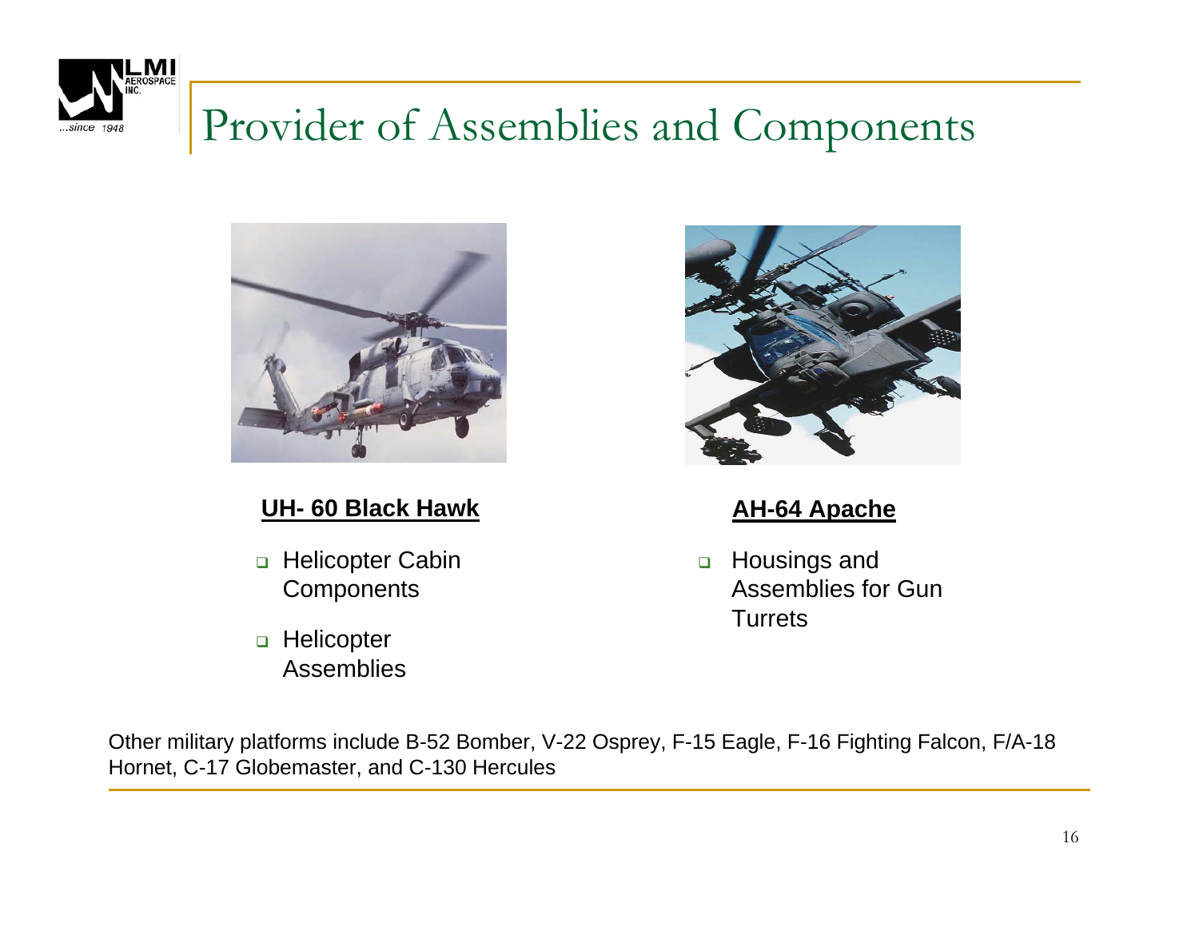# Provider of Assemblies and Components

**UH- 60 Black Hawk**

- Helicopter Cabin Components
- Helicopter Assemblies

**AH-64 Apache**

- Housings and Assemblies for Gun Turrets

Other military platforms include B-52 Bomber, V-22 Osprey, F-15 Eagle, F-16 Fighting Falcon, F/A-18 Hornet, C-17 Globemaster, and C-130 Hercules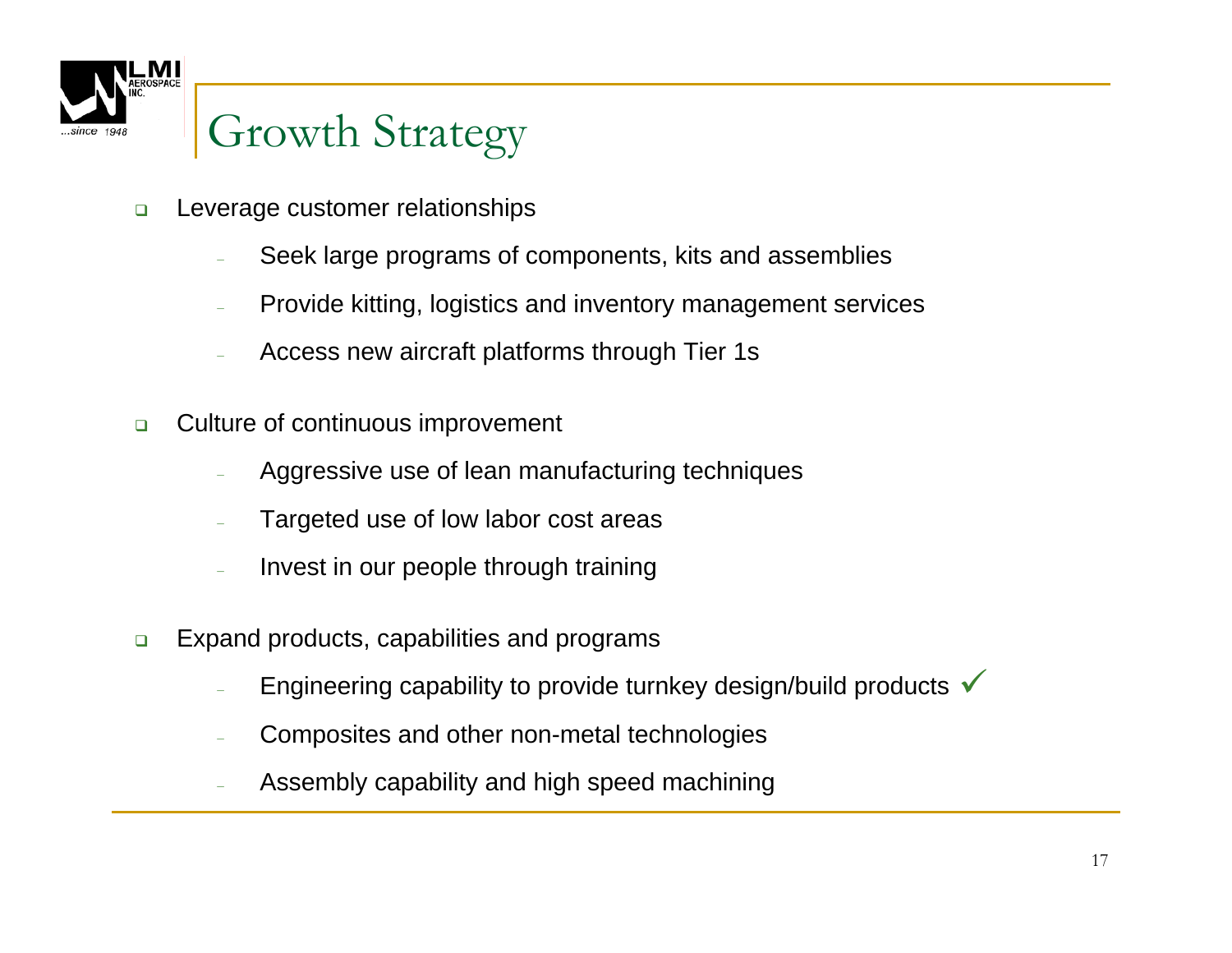# Growth Strategy

- Leverage customer relationships
  - Seek large programs of components, kits and assemblies
  - Provide kitting, logistics and inventory management services
  - Access new aircraft platforms through Tier 1s
- Culture of continuous improvement
  - Aggressive use of lean manufacturing techniques
  - Targeted use of low labor cost areas
  - Invest in our people through training
- Expand products, capabilities and programs
  - Engineering capability to provide turnkey design/build products ✓
  - Composites and other non-metal technologies
  - Assembly capability and high speed machining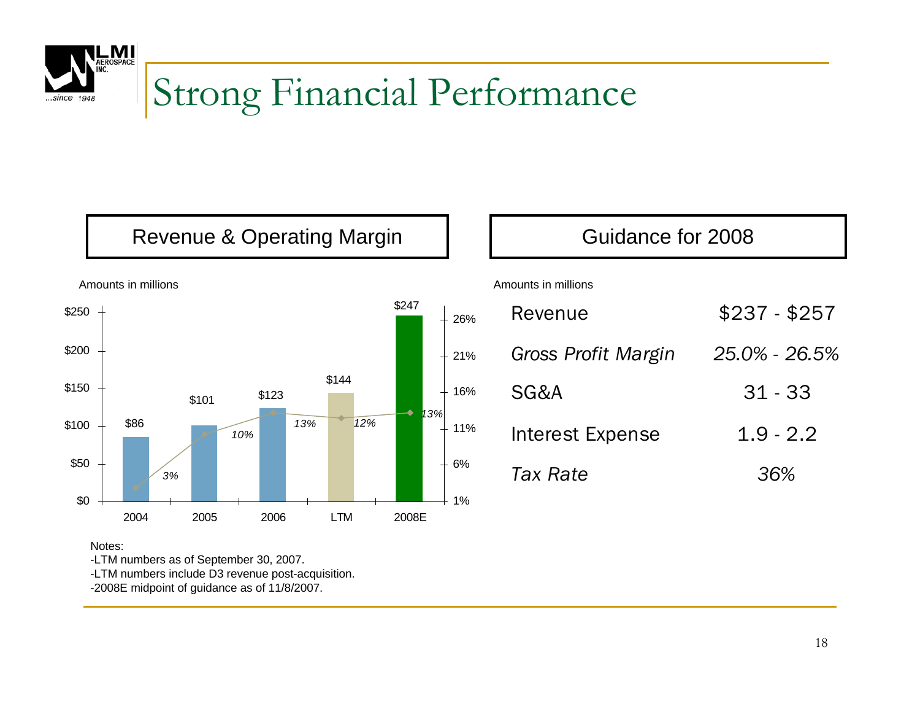# Strong Financial Performance

## Revenue & Operating Margin

Amounts in millions

| | 2004 | 2005 | 2006 | LTM | 2008E |
|---|---|---|---|---|---|
| Revenue | $86 | $101 | $123 | $144 | $247 |
| Operating Margin | *3%* | *10%* | *13%* | *12%* | *13%* |

Notes:

-LTM numbers as of September 30, 2007.

-LTM numbers include D3 revenue post-acquisition.

-2008E midpoint of guidance as of 11/8/2007.

## Guidance for 2008

Amounts in millions

| | |
|---|---|
| Revenue | $237 - $257 |
| *Gross Profit Margin* | *25.0% - 26.5%* |
| SG&A | 31 - 33 |
| Interest Expense | 1.9 - 2.2 |
| *Tax Rate* | *36%* |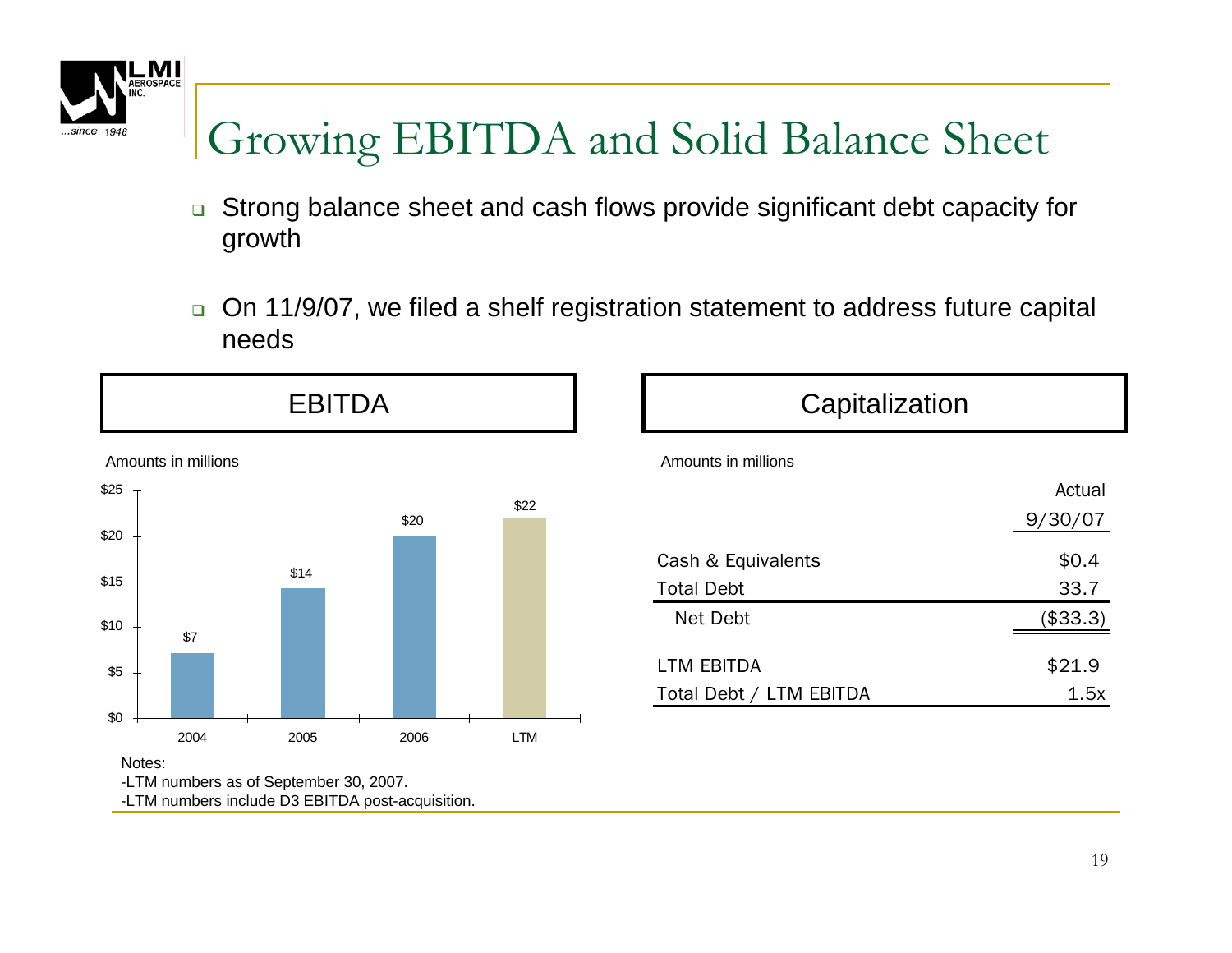# Growing EBITDA and Solid Balance Sheet

- Strong balance sheet and cash flows provide significant debt capacity for growth
- On 11/9/07, we filed a shelf registration statement to address future capital needs

## EBITDA

Amounts in millions

$25
$20
$15
$10
$5
$0

$7
$14
$20
$22

2004
2005
2006
LTM

Notes:
-LTM numbers as of September 30, 2007.
-LTM numbers include D3 EBITDA post-acquisition.

## Capitalization

Amounts in millions

| | Actual 9/30/07 |
|---|---|
| Cash & Equivalents | $0.4 |
| Total Debt | 33.7 |
| Net Debt | ($33.3) |
| LTM EBITDA | $21.9 |
| Total Debt / LTM EBITDA | 1.5x |